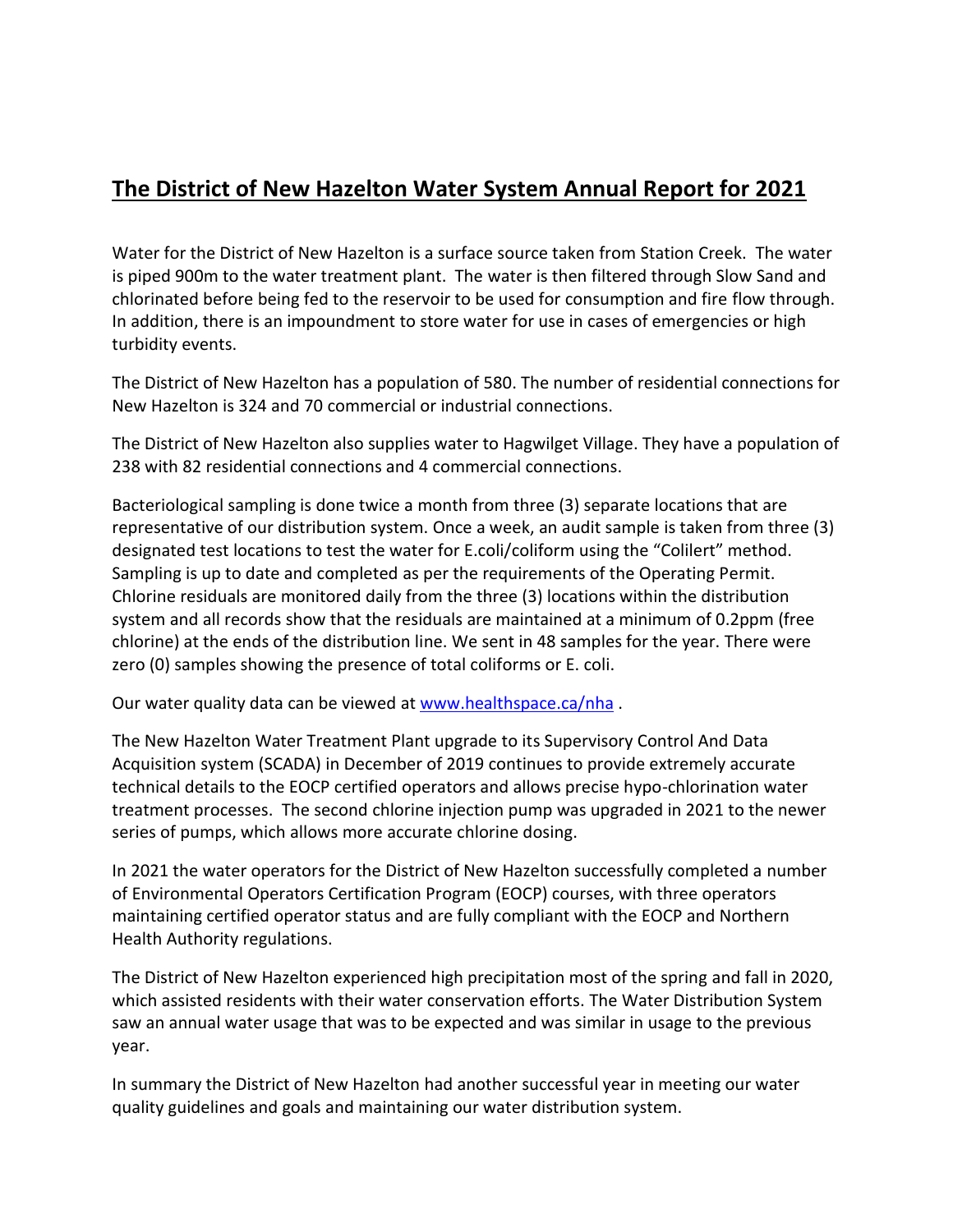# The District of New Hazelton Water System Annual Report for 2021

Water for the District of New Hazelton is a surface source taken from Station Creek. The water is piped 900m to the water treatment plant. The water is then filtered through Slow Sand and chlorinated before being fed to the reservoir to be used for consumption and fire flow through. In addition, there is an impoundment to store water for use in cases of emergencies or high turbidity events.

The District of New Hazelton has a population of 580. The number of residential connections for New Hazelton is 324 and 70 commercial or industrial connections.

The District of New Hazelton also supplies water to Hagwilget Village. They have a population of 238 with 82 residential connections and 4 commercial connections.

Bacteriological sampling is done twice a month from three (3) separate locations that are representative of our distribution system. Once a week, an audit sample is taken from three (3) designated test locations to test the water for E.coli/coliform using the "Colilert" method. Sampling is up to date and completed as per the requirements of the Operating Permit. Chlorine residuals are monitored daily from the three (3) locations within the distribution system and all records show that the residuals are maintained at a minimum of 0.2ppm (free chlorine) at the ends of the distribution line. We sent in 48 samples for the year. There were zero (0) samples showing the presence of total coliforms or E. coli.

Our water quality data can be viewed at [www.healthspace.ca/nha](http://www.healthspace.ca/nha) .

The New Hazelton Water Treatment Plant upgrade to its Supervisory Control And Data Acquisition system (SCADA) in December of 2019 continues to provide extremely accurate technical details to the EOCP certified operators and allows precise hypo-chlorination water treatment processes. The second chlorine injection pump was upgraded in 2021 to the newer series of pumps, which allows more accurate chlorine dosing.

In 2021 the water operators for the District of New Hazelton successfully completed a number of Environmental Operators Certification Program (EOCP) courses, with three operators maintaining certified operator status and are fully compliant with the EOCP and Northern Health Authority regulations.

The District of New Hazelton experienced high precipitation most of the spring and fall in 2020, which assisted residents with their water conservation efforts. The Water Distribution System saw an annual water usage that was to be expected and was similar in usage to the previous year.

In summary the District of New Hazelton had another successful year in meeting our water quality guidelines and goals and maintaining our water distribution system.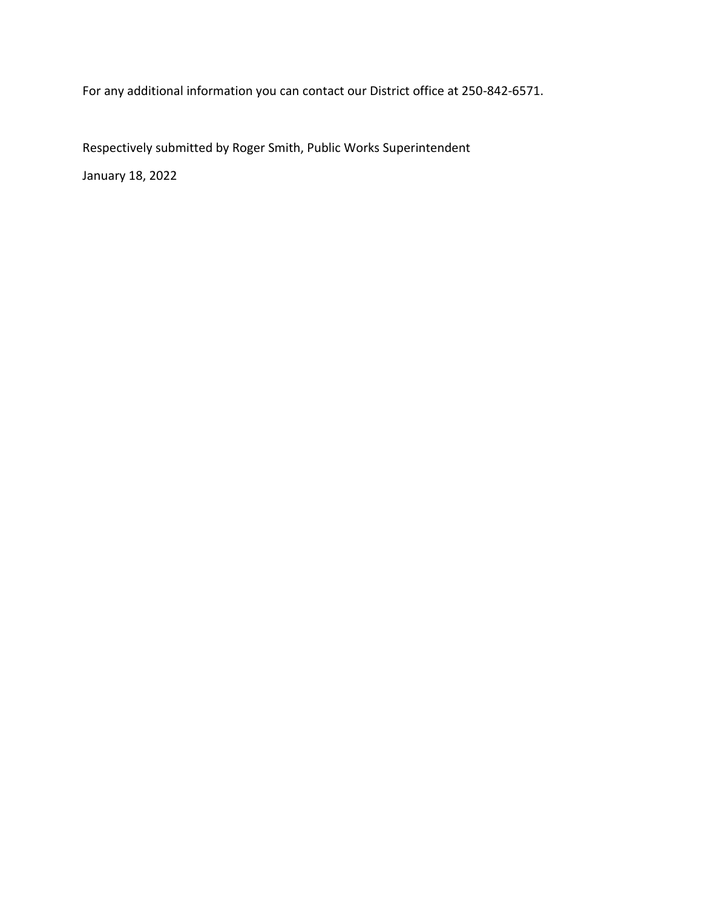For any additional information you can contact our District office at 250-842-6571.

Respectively submitted by Roger Smith, Public Works Superintendent

January 18, 2022